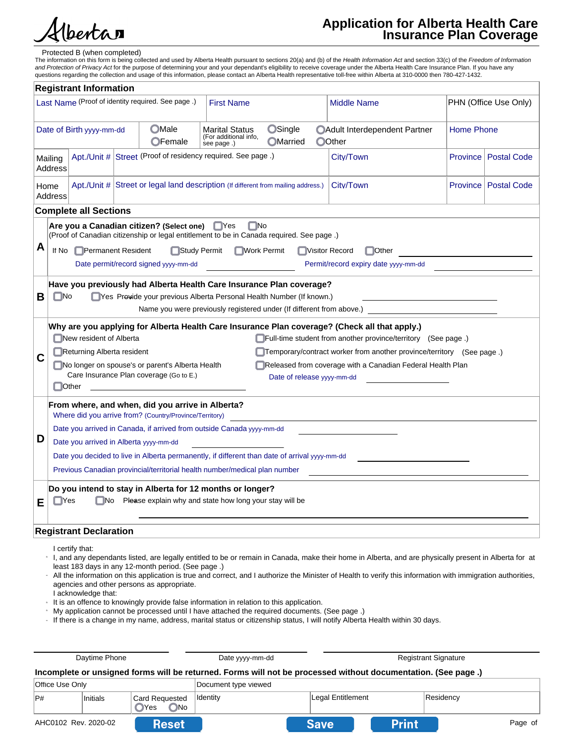Alberta

# Application for Alberta Health Care Insurance Plan Coverage

Protected B (when completed)

The information on this form is being collected and used by Alberta Health pursuant to sections 20(a) and (b) of the *Health Information Act* and section 33(c) of the *Freedom of Information and Protection of Privacy Act* for the purpose of determining your and your dependant's eligibility to receive coverage under the Alberta Health Care Insurance Plan. If you have any questions regarding the collection and usage of this information, please contact an Alberta Health representative toll-free within Alberta at 310-0000 then 780-427-1432.

## Registrant Information

| Last Name (Proof of identity required. See page .) | First Name | Middle Name | PHN (Office Use Only) |
|---|---|---|---|
| | | | |

| Date of Birth yyyy-mm-dd | ○Male ○Female | Marital Status (For additional info, see page .) | ○Single ○Married | ○Adult Interdependent Partner ○Other | Home Phone |
|---|---|---|---|---|---|

| | Apt./Unit # | Street | City/Town | Province | Postal Code |
|---|---|---|---|---|---|
| Mailing Address | | Street (Proof of residency required. See page .) | | | |
| Home Address | | Street or legal land description (If different from mailing address.) | | | |

## Complete all Sections

**A** **Are you a Canadian citizen? (Select one)** ☐Yes ☐No
(Proof of Canadian citizenship or legal entitlement to be in Canada required. See page .)

If No ☐Permanent Resident ☐Study Permit ☐Work Permit ☐Visitor Record ☐Other ____________

Date permit/record signed yyyy-mm-dd ____________ Permit/record expiry date yyyy-mm-dd ____________

**B** **Have you previously had Alberta Health Care Insurance Plan coverage?**
☐No ☐Yes Provide your previous Alberta Personal Health Number (If known.) ____________
Name you were previously registered under (If different from above.) ____________

**C** **Why are you applying for Alberta Health Care Insurance Plan coverage? (Check all that apply.)**
- ☐New resident of Alberta
- ☐Returning Alberta resident
- ☐No longer on spouse's or parent's Alberta Health Care Insurance Plan coverage (Go to E.)
- ☐Other ____________
- ☐Full-time student from another province/territory (See page .)
- ☐Temporary/contract worker from another province/territory (See page .)
- ☐Released from coverage with a Canadian Federal Health Plan
  Date of release yyyy-mm-dd ____________

**D** **From where, and when, did you arrive in Alberta?**
Where did you arrive from? (Country/Province/Territory) ____________
Date you arrived in Canada, if arrived from outside Canada yyyy-mm-dd ____________
Date you arrived in Alberta yyyy-mm-dd ____________
Date you decided to live in Alberta permanently, if different than date of arrival yyyy-mm-dd ____________
Previous Canadian provincial/territorial health number/medical plan number ____________

**E** **Do you intend to stay in Alberta for 12 months or longer?**
☐Yes ☐No Please explain why and state how long your stay will be
____________

## Registrant Declaration

I certify that:
- I, and any dependants listed, are legally entitled to be or remain in Canada, make their home in Alberta, and are physically present in Alberta for at least 183 days in any 12-month period. (See page .)
- All the information on this application is true and correct, and I authorize the Minister of Health to verify this information with immigration authorities, agencies and other persons as appropriate.

I acknowledge that:
- It is an offence to knowingly provide false information in relation to this application.
- My application cannot be processed until I have attached the required documents. (See page .)
- If there is a change in my name, address, marital status or citizenship status, I will notify Alberta Health within 30 days.

| Daytime Phone | Date yyyy-mm-dd | Registrant Signature |
|---|---|---|
| | | |

**Incomplete or unsigned forms will be returned. Forms will not be processed without documentation. (See page .)**

| Office Use Only | | | Document type viewed | | |
|---|---|---|---|---|---|
| P# | Initials | Card Requested ○Yes ○No | Identity | Legal Entitlement | Residency |

AHC0102 Rev. 2020-02

Reset | Save | Print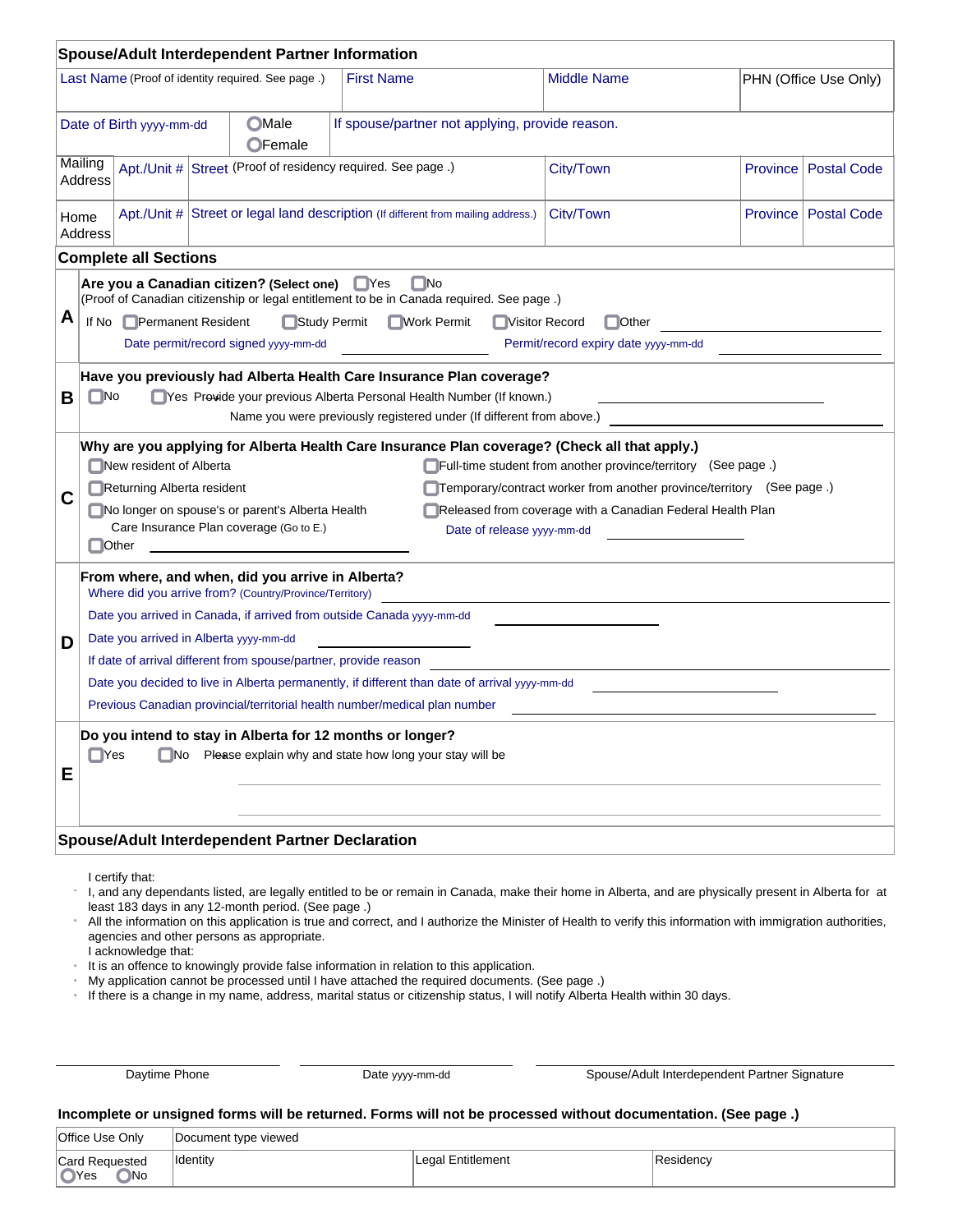## Spouse/Adult Interdependent Partner Information

| Last Name (Proof of identity required. See page .) | First Name | Middle Name | PHN (Office Use Only) |
|---|---|---|---|
| | | | |

| Date of Birth yyyy-mm-dd | ○Male ○Female | If spouse/partner not applying, provide reason. |
|---|---|---|
| | | |

| | Apt./Unit # | Street (Proof of residency required. See page .) | City/Town | Province | Postal Code |
|---|---|---|---|---|---|
| Mailing Address | | | | | |

| | Apt./Unit # | Street or legal land description (If different from mailing address.) | City/Town | Province | Postal Code |
|---|---|---|---|---|---|
| Home Address | | | | | |

### Complete all Sections

**A**

**Are you a Canadian citizen? (Select one)** ☐Yes ☐No
(Proof of Canadian citizenship or legal entitlement to be in Canada required. See page .)

If No ☐Permanent Resident ☐Study Permit ☐Work Permit ☐Visitor Record ☐Other ____________

Date permit/record signed yyyy-mm-dd ____________ Permit/record expiry date yyyy-mm-dd ____________

**B**

**Have you previously had Alberta Health Care Insurance Plan coverage?**

☐No ☐Yes Provide your previous Alberta Personal Health Number (If known.) ____________

Name you were previously registered under (If different from above.) ____________

**C**

**Why are you applying for Alberta Health Care Insurance Plan coverage? (Check all that apply.)**

- ☐New resident of Alberta
- ☐Returning Alberta resident
- ☐No longer on spouse's or parent's Alberta Health Care Insurance Plan coverage (Go to E.)
- ☐Other ____________
- ☐Full-time student from another province/territory (See page .)
- ☐Temporary/contract worker from another province/territory (See page .)
- ☐Released from coverage with a Canadian Federal Health Plan

  Date of release yyyy-mm-dd ____________

**D**

**From where, and when, did you arrive in Alberta?**

Where did you arrive from? (Country/Province/Territory) ____________

Date you arrived in Canada, if arrived from outside Canada yyyy-mm-dd ____________

Date you arrived in Alberta yyyy-mm-dd ____________

If date of arrival different from spouse/partner, provide reason ____________

Date you decided to live in Alberta permanently, if different than date of arrival yyyy-mm-dd ____________

Previous Canadian provincial/territorial health number/medical plan number ____________

**E**

**Do you intend to stay in Alberta for 12 months or longer?**

☐Yes ☐No Please explain why and state how long your stay will be ____________

### Spouse/Adult Interdependent Partner Declaration

I certify that:

- I, and any dependants listed, are legally entitled to be or remain in Canada, make their home in Alberta, and are physically present in Alberta for at least 183 days in any 12-month period. (See page .)
- All the information on this application is true and correct, and I authorize the Minister of Health to verify this information with immigration authorities, agencies and other persons as appropriate.

I acknowledge that:

- It is an offence to knowingly provide false information in relation to this application.
- My application cannot be processed until I have attached the required documents. (See page .)
- If there is a change in my name, address, marital status or citizenship status, I will notify Alberta Health within 30 days.

| Daytime Phone | Date yyyy-mm-dd | Spouse/Adult Interdependent Partner Signature |
|---|---|---|
| | | |

**Incomplete or unsigned forms will be returned. Forms will not be processed without documentation. (See page .)**

| Office Use Only | Document type viewed | | |
|---|---|---|---|
| Card Requested ○Yes ○No | Identity | Legal Entitlement | Residency |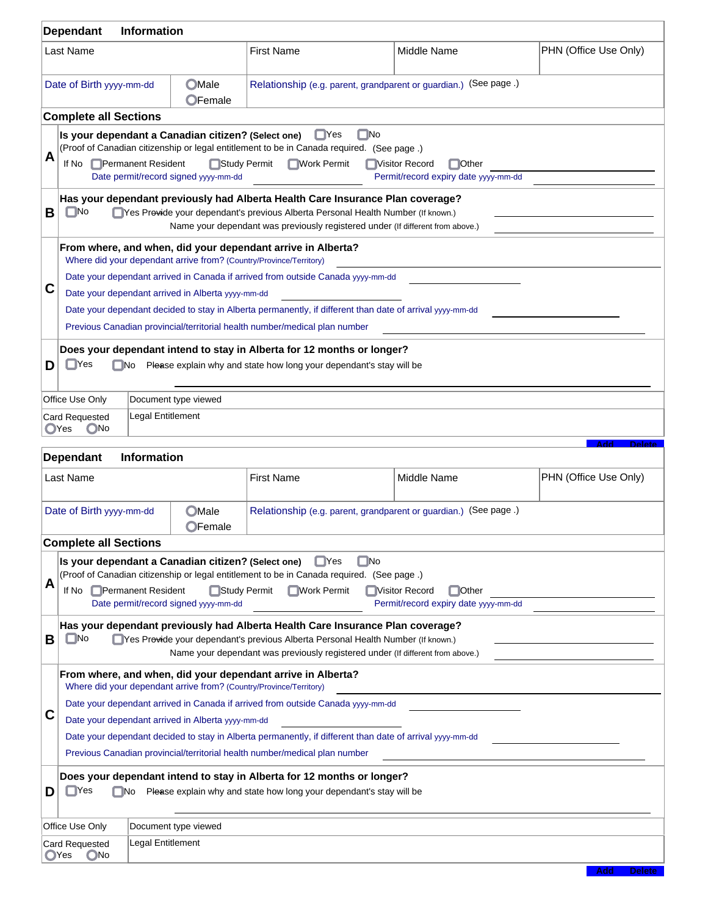## Dependant Information

| Last Name | First Name | Middle Name | PHN (Office Use Only) |
|---|---|---|---|
| Date of Birth yyyy-mm-dd | ○Male ○Female | Relationship (e.g. parent, grandparent or guardian.) (See page .) | |

### Complete all Sections

**A** **Is your dependant a Canadian citizen? (Select one)** ☐Yes ☐No
(Proof of Canadian citizenship or legal entitlement to be in Canada required. (See page .)
If No ☐Permanent Resident ☐Study Permit ☐Work Permit ☐Visitor Record ☐Other ____________
Date permit/record signed yyyy-mm-dd ____________ Permit/record expiry date yyyy-mm-dd ____________

**B** **Has your dependant previously had Alberta Health Care Insurance Plan coverage?**
☐No ☐Yes Provide your dependant's previous Alberta Personal Health Number (If known.) ____________
Name your dependant was previously registered under (If different from above.) ____________

**C** **From where, and when, did your dependant arrive in Alberta?**
Where did your dependant arrive from? (Country/Province/Territory) ____________
Date your dependant arrived in Canada if arrived from outside Canada yyyy-mm-dd ____________
Date your dependant arrived in Alberta yyyy-mm-dd ____________
Date your dependant decided to stay in Alberta permanently, if different than date of arrival yyyy-mm-dd ____________
Previous Canadian provincial/territorial health number/medical plan number ____________

**D** **Does your dependant intend to stay in Alberta for 12 months or longer?**
☐Yes ☐No Please explain why and state how long your dependant's stay will be
____________

| Office Use Only | Document type viewed |
|---|---|
| Card Requested ○Yes ○No | Legal Entitlement |

Add Delete

## Dependant Information

| Last Name | First Name | Middle Name | PHN (Office Use Only) |
|---|---|---|---|
| Date of Birth yyyy-mm-dd | ○Male ○Female | Relationship (e.g. parent, grandparent or guardian.) (See page .) | |

### Complete all Sections

**A** **Is your dependant a Canadian citizen? (Select one)** ☐Yes ☐No
(Proof of Canadian citizenship or legal entitlement to be in Canada required. (See page .)
If No ☐Permanent Resident ☐Study Permit ☐Work Permit ☐Visitor Record ☐Other ____________
Date permit/record signed yyyy-mm-dd ____________ Permit/record expiry date yyyy-mm-dd ____________

**B** **Has your dependant previously had Alberta Health Care Insurance Plan coverage?**
☐No ☐Yes Provide your dependant's previous Alberta Personal Health Number (If known.) ____________
Name your dependant was previously registered under (If different from above.) ____________

**C** **From where, and when, did your dependant arrive in Alberta?**
Where did your dependant arrive from? (Country/Province/Territory) ____________
Date your dependant arrived in Canada if arrived from outside Canada yyyy-mm-dd ____________
Date your dependant arrived in Alberta yyyy-mm-dd ____________
Date your dependant decided to stay in Alberta permanently, if different than date of arrival yyyy-mm-dd ____________
Previous Canadian provincial/territorial health number/medical plan number ____________

**D** **Does your dependant intend to stay in Alberta for 12 months or longer?**
☐Yes ☐No Please explain why and state how long your dependant's stay will be
____________

| Office Use Only | Document type viewed |
|---|---|
| Card Requested ○Yes ○No | Legal Entitlement |

Add Delete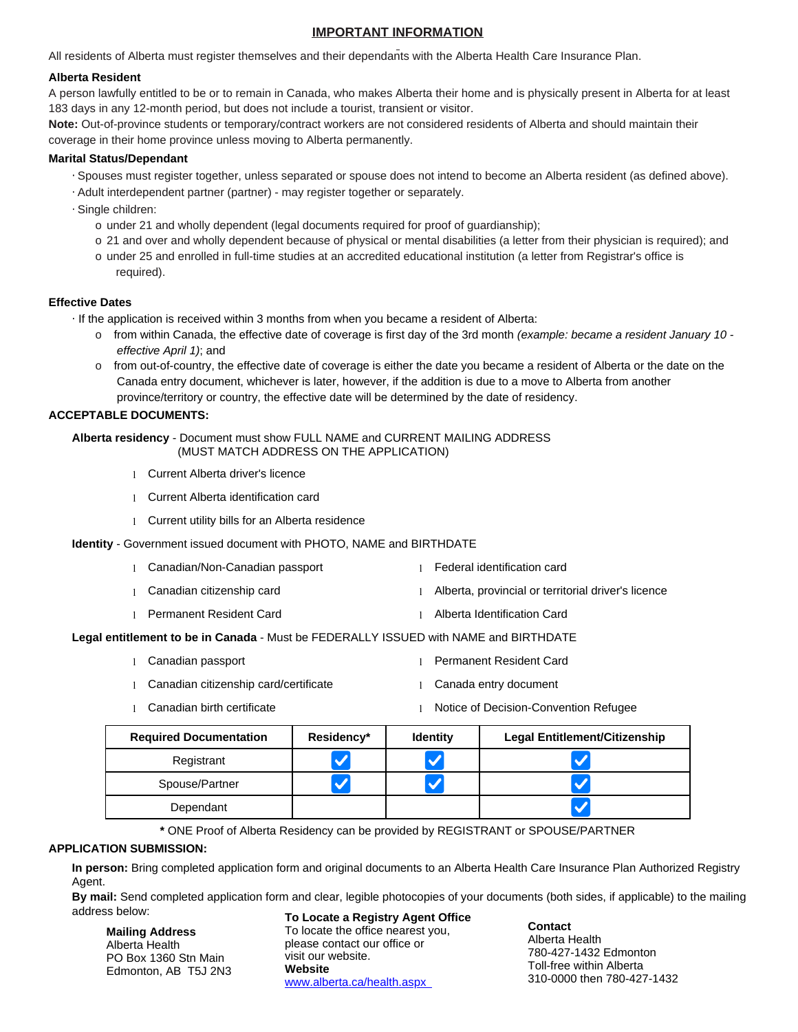## IMPORTANT INFORMATION

All residents of Alberta must register themselves and their dependants with the Alberta Health Care Insurance Plan.

**Alberta Resident**

A person lawfully entitled to be or to remain in Canada, who makes Alberta their home and is physically present in Alberta for at least 183 days in any 12-month period, but does not include a tourist, transient or visitor.

**Note:** Out-of-province students or temporary/contract workers are not considered residents of Alberta and should maintain their coverage in their home province unless moving to Alberta permanently.

**Marital Status/Dependant**

- Spouses must register together, unless separated or spouse does not intend to become an Alberta resident (as defined above).
- Adult interdependent partner (partner) - may register together or separately.
- Single children:
  - under 21 and wholly dependent (legal documents required for proof of guardianship);
  - 21 and over and wholly dependent because of physical or mental disabilities (a letter from their physician is required); and
  - under 25 and enrolled in full-time studies at an accredited educational institution (a letter from Registrar's office is required).

**Effective Dates**

- If the application is received within 3 months from when you became a resident of Alberta:
  - from within Canada, the effective date of coverage is first day of the 3rd month *(example: became a resident January 10 - effective April 1)*; and
  - from out-of-country, the effective date of coverage is either the date you became a resident of Alberta or the date on the Canada entry document, whichever is later, however, if the addition is due to a move to Alberta from another province/territory or country, the effective date will be determined by the date of residency.

**ACCEPTABLE DOCUMENTS:**

**Alberta residency** - Document must show FULL NAME and CURRENT MAILING ADDRESS (MUST MATCH ADDRESS ON THE APPLICATION)

- Current Alberta driver's licence
- Current Alberta identification card
- Current utility bills for an Alberta residence

**Identity** - Government issued document with PHOTO, NAME and BIRTHDATE

- Canadian/Non-Canadian passport
- Canadian citizenship card
- Permanent Resident Card
- Federal identification card
- Alberta, provincial or territorial driver's licence
- Alberta Identification Card

**Legal entitlement to be in Canada** - Must be FEDERALLY ISSUED with NAME and BIRTHDATE

- Canadian passport
- Canadian citizenship card/certificate
- Canadian birth certificate
- Permanent Resident Card
- Canada entry document
- Notice of Decision-Convention Refugee

| Required Documentation | Residency* | Identity | Legal Entitlement/Citizenship |
|---|---|---|---|
| Registrant | ☑ | ☑ | ☑ |
| Spouse/Partner | ☑ | ☑ | ☑ |
| Dependant | | | ☑ |

**\*** ONE Proof of Alberta Residency can be provided by REGISTRANT or SPOUSE/PARTNER

**APPLICATION SUBMISSION:**

**In person:** Bring completed application form and original documents to an Alberta Health Care Insurance Plan Authorized Registry Agent.

**By mail:** Send completed application form and clear, legible photocopies of your documents (both sides, if applicable) to the mailing address below:

**Mailing Address**
Alberta Health
PO Box 1360 Stn Main
Edmonton, AB T5J 2N3

**To Locate a Registry Agent Office**
To locate the office nearest you, please contact our office or visit our website.
**Website**
www.alberta.ca/health.aspx

**Contact**
Alberta Health
780-427-1432 Edmonton
Toll-free within Alberta
310-0000 then 780-427-1432